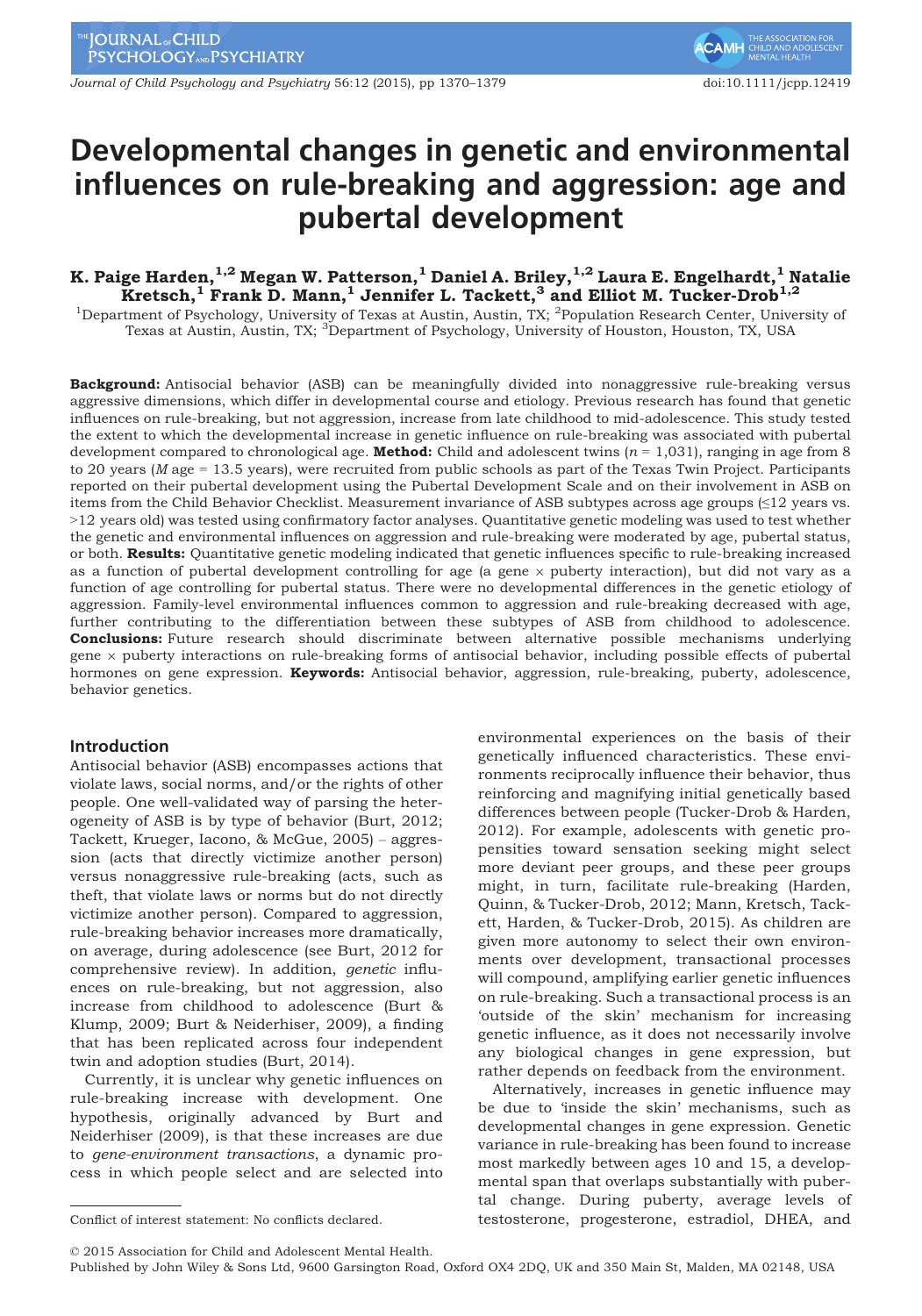# Developmental changes in genetic and environmental influences on rule-breaking and aggression: age and pubertal development

**K. Paige Harden,[1,2] Megan W. Patterson,[1] Daniel A. Briley,[1,2] Laura E. Engelhardt,[1] Natalie Kretsch,[1] Frank D. Mann,[1] Jennifer L. Tackett,[3] and Elliot M. Tucker-Drob[1,2]**

[1]Department of Psychology, University of Texas at Austin, Austin, TX; [2]Population Research Center, University of Texas at Austin, Austin, TX; [3]Department of Psychology, University of Houston, Houston, TX, USA

**Background:** Antisocial behavior (ASB) can be meaningfully divided into nonaggressive rule-breaking versus aggressive dimensions, which differ in developmental course and etiology. Previous research has found that genetic influences on rule-breaking, but not aggression, increase from late childhood to mid-adolescence. This study tested the extent to which the developmental increase in genetic influence on rule-breaking was associated with pubertal development compared to chronological age. **Method:** Child and adolescent twins ($n$ = 1,031), ranging in age from 8 to 20 years ($M$ age = 13.5 years), were recruited from public schools as part of the Texas Twin Project. Participants reported on their pubertal development using the Pubertal Development Scale and on their involvement in ASB on items from the Child Behavior Checklist. Measurement invariance of ASB subtypes across age groups (≤12 years vs. >12 years old) was tested using confirmatory factor analyses. Quantitative genetic modeling was used to test whether the genetic and environmental influences on aggression and rule-breaking were moderated by age, pubertal status, or both. **Results:** Quantitative genetic modeling indicated that genetic influences specific to rule-breaking increased as a function of pubertal development controlling for age (a gene × puberty interaction), but did not vary as a function of age controlling for pubertal status. There were no developmental differences in the genetic etiology of aggression. Family-level environmental influences common to aggression and rule-breaking decreased with age, further contributing to the differentiation between these subtypes of ASB from childhood to adolescence. **Conclusions:** Future research should discriminate between alternative possible mechanisms underlying gene × puberty interactions on rule-breaking forms of antisocial behavior, including possible effects of pubertal hormones on gene expression. **Keywords:** Antisocial behavior, aggression, rule-breaking, puberty, adolescence, behavior genetics.

## Introduction

Antisocial behavior (ASB) encompasses actions that violate laws, social norms, and/or the rights of other people. One well-validated way of parsing the heterogeneity of ASB is by type of behavior (Burt, 2012; Tackett, Krueger, Iacono, & McGue, 2005) – aggression (acts that directly victimize another person) versus nonaggressive rule-breaking (acts, such as theft, that violate laws or norms but do not directly victimize another person). Compared to aggression, rule-breaking behavior increases more dramatically, on average, during adolescence (see Burt, 2012 for comprehensive review). In addition, *genetic* influences on rule-breaking, but not aggression, also increase from childhood to adolescence (Burt & Klump, 2009; Burt & Neiderhiser, 2009), a finding that has been replicated across four independent twin and adoption studies (Burt, 2014).

Currently, it is unclear why genetic influences on rule-breaking increase with development. One hypothesis, originally advanced by Burt and Neiderhiser (2009), is that these increases are due to *gene-environment transactions*, a dynamic process in which people select and are selected into environmental experiences on the basis of their genetically influenced characteristics. These environments reciprocally influence their behavior, thus reinforcing and magnifying initial genetically based differences between people (Tucker-Drob & Harden, 2012). For example, adolescents with genetic propensities toward sensation seeking might select more deviant peer groups, and these peer groups might, in turn, facilitate rule-breaking (Harden, Quinn, & Tucker-Drob, 2012; Mann, Kretsch, Tackett, Harden, & Tucker-Drob, 2015). As children are given more autonomy to select their own environments over development, transactional processes will compound, amplifying earlier genetic influences on rule-breaking. Such a transactional process is an 'outside of the skin' mechanism for increasing genetic influence, as it does not necessarily involve any biological changes in gene expression, but rather depends on feedback from the environment.

Alternatively, increases in genetic influence may be due to 'inside the skin' mechanisms, such as developmental changes in gene expression. Genetic variance in rule-breaking has been found to increase most markedly between ages 10 and 15, a developmental span that overlaps substantially with pubertal change. During puberty, average levels of testosterone, progesterone, estradiol, DHEA, and

Conflict of interest statement: No conflicts declared.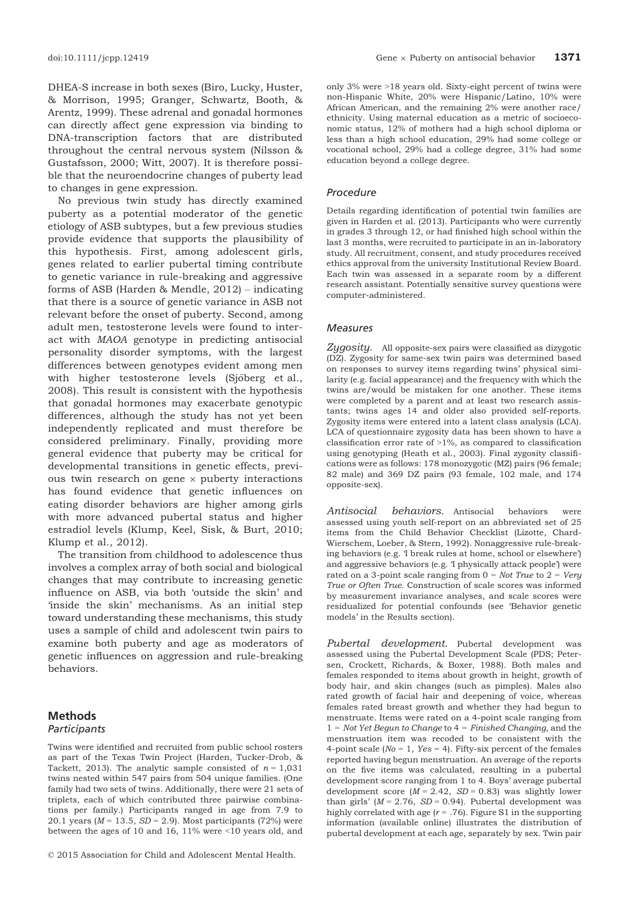DHEA-S increase in both sexes (Biro, Lucky, Huster, & Morrison, 1995; Granger, Schwartz, Booth, & Arentz, 1999). These adrenal and gonadal hormones can directly affect gene expression via binding to DNA-transcription factors that are distributed throughout the central nervous system (Nilsson & Gustafsson, 2000; Witt, 2007). It is therefore possible that the neuroendocrine changes of puberty lead to changes in gene expression.

No previous twin study has directly examined puberty as a potential moderator of the genetic etiology of ASB subtypes, but a few previous studies provide evidence that supports the plausibility of this hypothesis. First, among adolescent girls, genes related to earlier pubertal timing contribute to genetic variance in rule-breaking and aggressive forms of ASB (Harden & Mendle, 2012) – indicating that there is a source of genetic variance in ASB not relevant before the onset of puberty. Second, among adult men, testosterone levels were found to interact with *MAOA* genotype in predicting antisocial personality disorder symptoms, with the largest differences between genotypes evident among men with higher testosterone levels (Sjöberg et al., 2008). This result is consistent with the hypothesis that gonadal hormones may exacerbate genotypic differences, although the study has not yet been independently replicated and must therefore be considered preliminary. Finally, providing more general evidence that puberty may be critical for developmental transitions in genetic effects, previous twin research on gene × puberty interactions has found evidence that genetic influences on eating disorder behaviors are higher among girls with more advanced pubertal status and higher estradiol levels (Klump, Keel, Sisk, & Burt, 2010; Klump et al., 2012).

The transition from childhood to adolescence thus involves a complex array of both social and biological changes that may contribute to increasing genetic influence on ASB, via both 'outside the skin' and 'inside the skin' mechanisms. As an initial step toward understanding these mechanisms, this study uses a sample of child and adolescent twin pairs to examine both puberty and age as moderators of genetic influences on aggression and rule-breaking behaviors.

## Methods

### Participants

Twins were identified and recruited from public school rosters as part of the Texas Twin Project (Harden, Tucker-Drob, & Tackett, 2013). The analytic sample consisted of $n = 1{,}031$ twins nested within 547 pairs from 504 unique families. (One family had two sets of twins. Additionally, there were 21 sets of triplets, each of which contributed three pairwise combinations per family.) Participants ranged in age from 7.9 to 20.1 years ($M = 13.5$, $SD = 2.9$). Most participants (72%) were between the ages of 10 and 16, 11% were <10 years old, and only 3% were >18 years old. Sixty-eight percent of twins were non-Hispanic White, 20% were Hispanic/Latino, 10% were African American, and the remaining 2% were another race/ethnicity. Using maternal education as a metric of socioeconomic status, 12% of mothers had a high school diploma or less than a high school education, 29% had some college or vocational school, 29% had a college degree, 31% had some education beyond a college degree.

### Procedure

Details regarding identification of potential twin families are given in Harden et al. (2013). Participants who were currently in grades 3 through 12, or had finished high school within the last 3 months, were recruited to participate in an in-laboratory study. All recruitment, consent, and study procedures received ethics approval from the university Institutional Review Board. Each twin was assessed in a separate room by a different research assistant. Potentially sensitive survey questions were computer-administered.

### Measures

*Zygosity.* All opposite-sex pairs were classified as dizygotic (DZ). Zygosity for same-sex twin pairs was determined based on responses to survey items regarding twins' physical similarity (e.g. facial appearance) and the frequency with which the twins are/would be mistaken for one another. These items were completed by a parent and at least two research assistants; twins ages 14 and older also provided self-reports. Zygosity items were entered into a latent class analysis (LCA). LCA of questionnaire zygosity data has been shown to have a classification error rate of >1%, as compared to classification using genotyping (Heath et al., 2003). Final zygosity classifications were as follows: 178 monozygotic (MZ) pairs (96 female; 82 male) and 369 DZ pairs (93 female, 102 male, and 174 opposite-sex).

*Antisocial behaviors.* Antisocial behaviors were assessed using youth self-report on an abbreviated set of 25 items from the Child Behavior Checklist (Lizotte, Chard-Wierschem, Loeber, & Stern, 1992). Nonaggressive rule-breaking behaviors (e.g. 'I break rules at home, school or elsewhere') and aggressive behaviors (e.g. 'I physically attack people') were rated on a 3-point scale ranging from 0 = *Not True* to 2 = *Very True or Often True*. Construction of scale scores was informed by measurement invariance analyses, and scale scores were residualized for potential confounds (see 'Behavior genetic models' in the Results section).

*Pubertal development.* Pubertal development was assessed using the Pubertal Development Scale (PDS; Petersen, Crockett, Richards, & Boxer, 1988). Both males and females responded to items about growth in height, growth of body hair, and skin changes (such as pimples). Males also rated growth of facial hair and deepening of voice, whereas females rated breast growth and whether they had begun to menstruate. Items were rated on a 4-point scale ranging from 1 = *Not Yet Begun to Change* to 4 = *Finished Changing*, and the menstruation item was recoded to be consistent with the 4-point scale (*No* = 1, *Yes* = 4). Fifty-six percent of the females reported having begun menstruation. An average of the reports on the five items was calculated, resulting in a pubertal development score ranging from 1 to 4. Boys' average pubertal development score ($M = 2.42$, $SD = 0.83$) was slightly lower than girls' ($M = 2.76$, $SD = 0.94$). Pubertal development was highly correlated with age ($r = .76$). Figure S1 in the supporting information (available online) illustrates the distribution of pubertal development at each age, separately by sex. Twin pair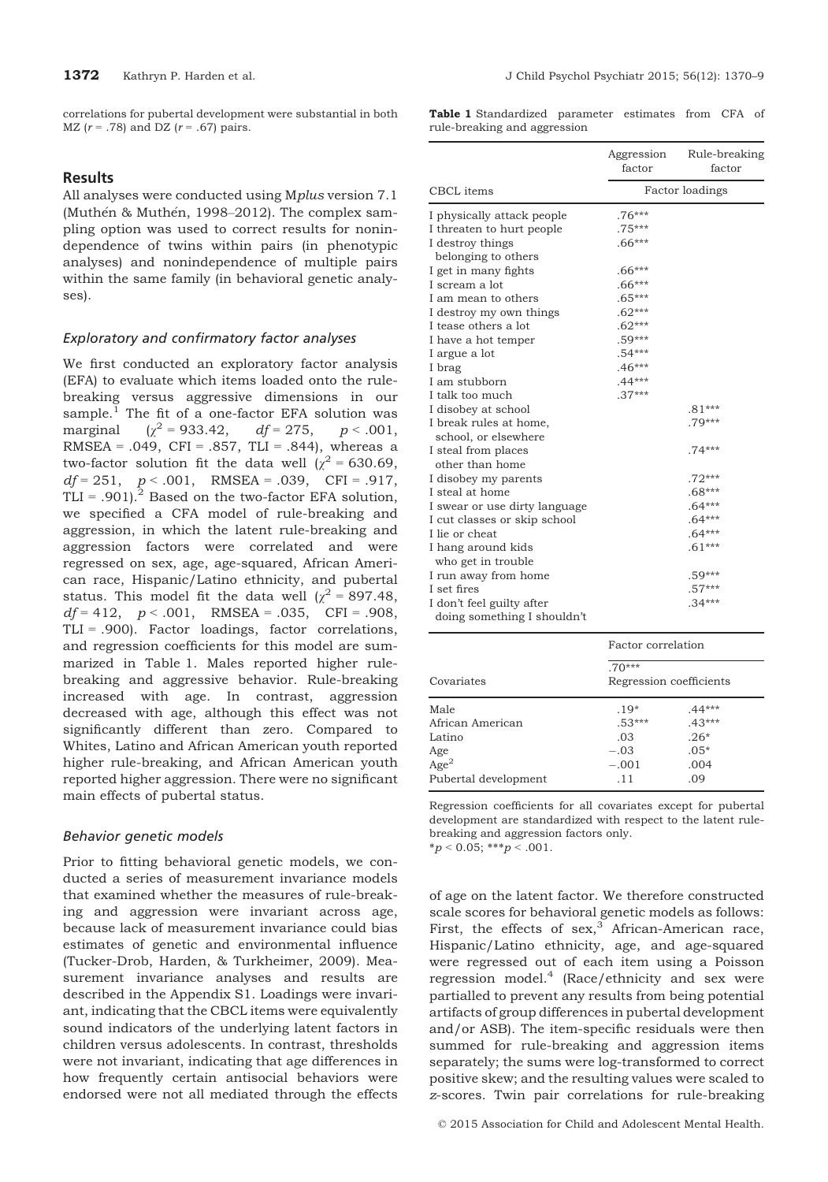correlations for pubertal development were substantial in both MZ ($r = .78$) and DZ ($r = .67$) pairs.

## Results

All analyses were conducted using M*plus* version 7.1 (Muthén & Muthén, 1998–2012). The complex sampling option was used to correct results for nonindependence of twins within pairs (in phenotypic analyses) and nonindependence of multiple pairs within the same family (in behavioral genetic analyses).

### Exploratory and confirmatory factor analyses

We first conducted an exploratory factor analysis (EFA) to evaluate which items loaded onto the rule-breaking versus aggressive dimensions in our sample.[1] The fit of a one-factor EFA solution was marginal ($\chi^2 = 933.42$, $df = 275$, $p < .001$, RMSEA = .049, CFI = .857, TLI = .844), whereas a two-factor solution fit the data well ($\chi^2 = 630.69$, $df = 251$, $p < .001$, RMSEA = .039, CFI = .917, TLI = .901).[2] Based on the two-factor EFA solution, we specified a CFA model of rule-breaking and aggression, in which the latent rule-breaking and aggression factors were correlated and were regressed on sex, age, age-squared, African American race, Hispanic/Latino ethnicity, and pubertal status. This model fit the data well ($\chi^2 = 897.48$, $df = 412$, $p < .001$, RMSEA = .035, CFI = .908, TLI = .900). Factor loadings, factor correlations, and regression coefficients for this model are summarized in Table 1. Males reported higher rule-breaking and aggressive behavior. Rule-breaking increased with age. In contrast, aggression decreased with age, although this effect was not significantly different than zero. Compared to Whites, Latino and African American youth reported higher rule-breaking, and African American youth reported higher aggression. There were no significant main effects of pubertal status.

**Table 1** Standardized parameter estimates from CFA of rule-breaking and aggression

| | Aggression factor | Rule-breaking factor |
|---|---|---|
| CBCL items | Factor loadings | |
| I physically attack people | .76*** | |
| I threaten to hurt people | .75*** | |
| I destroy things belonging to others | .66*** | |
| I get in many fights | .66*** | |
| I scream a lot | .66*** | |
| I am mean to others | .65*** | |
| I destroy my own things | .62*** | |
| I tease others a lot | .62*** | |
| I have a hot temper | .59*** | |
| I argue a lot | .54*** | |
| I brag | .46*** | |
| I am stubborn | .44*** | |
| I talk too much | .37*** | |
| I disobey at school | | .81*** |
| I break rules at home, school, or elsewhere | | .79*** |
| I steal from places other than home | | .74*** |
| I disobey my parents | | .72*** |
| I steal at home | | .68*** |
| I swear or use dirty language | | .64*** |
| I cut classes or skip school | | .64*** |
| I lie or cheat | | .64*** |
| I hang around kids who get in trouble | | .61*** |
| I run away from home | | .59*** |
| I set fires | | .57*** |
| I don't feel guilty after doing something I shouldn't | | .34*** |
| | Factor correlation | |
| | .70*** | |
| Covariates | Regression coefficients | |
| Male | .19* | .44*** |
| African American | .53*** | .43*** |
| Latino | .03 | .26* |
| Age | −.03 | .05* |
| Age$^2$ | −.001 | .004 |
| Pubertal development | .11 | .09 |

Regression coefficients for all covariates except for pubertal development are standardized with respect to the latent rule-breaking and aggression factors only.
*$p < 0.05$; ***$p < .001$.

### Behavior genetic models

Prior to fitting behavioral genetic models, we conducted a series of measurement invariance models that examined whether the measures of rule-breaking and aggression were invariant across age, because lack of measurement invariance could bias estimates of genetic and environmental influence (Tucker-Drob, Harden, & Turkheimer, 2009). Measurement invariance analyses and results are described in the Appendix S1. Loadings were invariant, indicating that the CBCL items were equivalently sound indicators of the underlying latent factors in children versus adolescents. In contrast, thresholds were not invariant, indicating that age differences in how frequently certain antisocial behaviors were endorsed were not all mediated through the effects of age on the latent factor. We therefore constructed scale scores for behavioral genetic models as follows: First, the effects of sex,[3] African-American race, Hispanic/Latino ethnicity, age, and age-squared were regressed out of each item using a Poisson regression model.[4] (Race/ethnicity and sex were partialled to prevent any results from being potential artifacts of group differences in pubertal development and/or ASB). The item-specific residuals were then summed for rule-breaking and aggression items separately; the sums were log-transformed to correct positive skew; and the resulting values were scaled to $z$-scores. Twin pair correlations for rule-breaking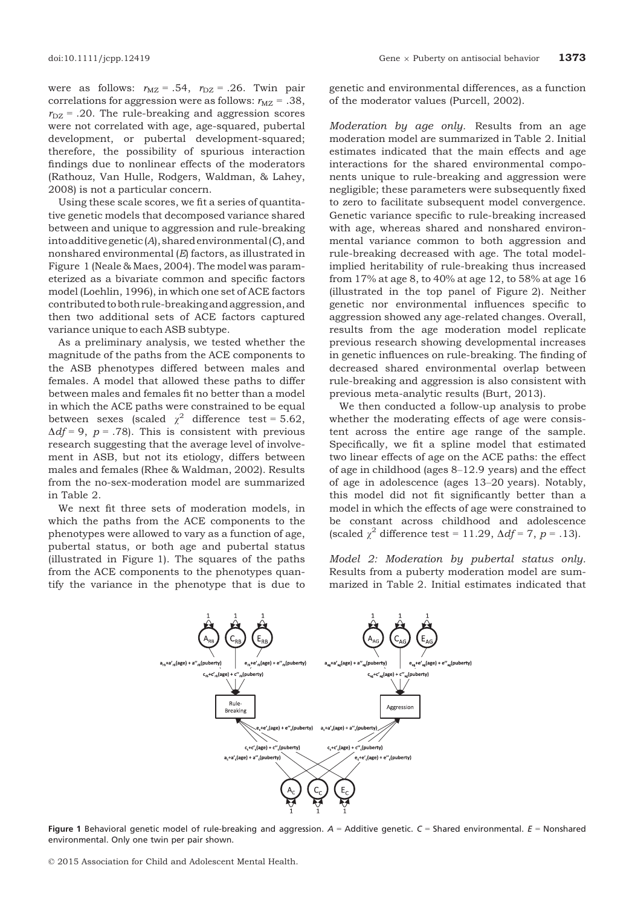were as follows: $r_{MZ}$ = .54, $r_{DZ}$ = .26. Twin pair correlations for aggression were as follows: $r_{MZ}$ = .38, $r_{DZ}$ = .20. The rule-breaking and aggression scores were not correlated with age, age-squared, pubertal development, or pubertal development-squared; therefore, the possibility of spurious interaction findings due to nonlinear effects of the moderators (Rathouz, Van Hulle, Rodgers, Waldman, & Lahey, 2008) is not a particular concern.

Using these scale scores, we fit a series of quantitative genetic models that decomposed variance shared between and unique to aggression and rule-breaking into additive genetic (*A*), shared environmental (*C*), and nonshared environmental (*E*) factors, as illustrated in Figure 1 (Neale & Maes, 2004). The model was parameterized as a bivariate common and specific factors model (Loehlin, 1996), in which one set of ACE factors contributed to both rule-breaking and aggression, and then two additional sets of ACE factors captured variance unique to each ASB subtype.

As a preliminary analysis, we tested whether the magnitude of the paths from the ACE components to the ASB phenotypes differed between males and females. A model that allowed these paths to differ between males and females fit no better than a model in which the ACE paths were constrained to be equal between sexes (scaled $\chi^2$ difference test = 5.62, $\Delta df$ = 9, $p$ = .78). This is consistent with previous research suggesting that the average level of involvement in ASB, but not its etiology, differs between males and females (Rhee & Waldman, 2002). Results from the no-sex-moderation model are summarized in Table 2.

We next fit three sets of moderation models, in which the paths from the ACE components to the phenotypes were allowed to vary as a function of age, pubertal status, or both age and pubertal status (illustrated in Figure 1). The squares of the paths from the ACE components to the phenotypes quantify the variance in the phenotype that is due to genetic and environmental differences, as a function of the moderator values (Purcell, 2002).

*Moderation by age only.* Results from an age moderation model are summarized in Table 2. Initial estimates indicated that the main effects and age interactions for the shared environmental components unique to rule-breaking and aggression were negligible; these parameters were subsequently fixed to zero to facilitate subsequent model convergence. Genetic variance specific to rule-breaking increased with age, whereas shared and nonshared environmental variance common to both aggression and rule-breaking decreased with age. The total model-implied heritability of rule-breaking thus increased from 17% at age 8, to 40% at age 12, to 58% at age 16 (illustrated in the top panel of Figure 2). Neither genetic nor environmental influences specific to aggression showed any age-related changes. Overall, results from the age moderation model replicate previous research showing developmental increases in genetic influences on rule-breaking. The finding of decreased shared environmental overlap between rule-breaking and aggression is also consistent with previous meta-analytic results (Burt, 2013).

We then conducted a follow-up analysis to probe whether the moderating effects of age were consistent across the entire age range of the sample. Specifically, we fit a spline model that estimated two linear effects of age on the ACE paths: the effect of age in childhood (ages 8–12.9 years) and the effect of age in adolescence (ages 13–20 years). Notably, this model did not fit significantly better than a model in which the effects of age were constrained to be constant across childhood and adolescence (scaled $\chi^2$ difference test = 11.29, $\Delta df$ = 7, $p$ = .13).

*Model 2: Moderation by pubertal status only.* Results from a puberty moderation model are summarized in Table 2. Initial estimates indicated that

**Figure 1** Behavioral genetic model of rule-breaking and aggression. *A* = Additive genetic. *C* = Shared environmental. *E* = Nonshared environmental. Only one twin per pair shown.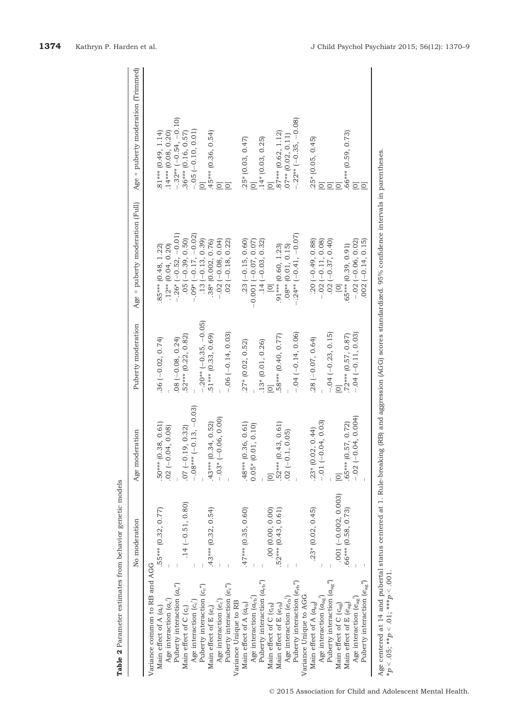**Table 2** Parameter estimates from behavior genetic models

| | No moderation | Age moderation | Puberty moderation | Age + puberty moderation (Full) | Age + puberty moderation (Trimmed) |
|---|---|---|---|---|---|
| Variance common to RB and AGG | | | | | |
| Main effect of A ($a_c$) | .55*** (0.32, 0.77) | .50*** (0.38, 0.61) | .36 (−0.02, 0.74) | .85*** (0.48, 1.22) | .81*** (0.49, 1.14) |
| Age interaction ($a_c'$) | – | .02 (−0.04, 0.08) | – | .12** (0.04, 0.20) | .14*** (0.08, 0.20) |
| Puberty interaction ($a_c''$) | – | – | .08 (−0.08, 0.24) | −.26* (−0.52, −0.01) | −.32** (−0.54, −0.10) |
| Main effect of C ($c_c$) | .14 (−0.51, 0.80) | .07 (−0.19, 0.32) | .52*** (0.22, 0.82) | .05 (−0.39, 0.50) | .36*** (0.16, 0.57) |
| Age interaction ($c_c'$) | – | −.08*** (−0.13, −0.03) | – | −.09* (−0.17, −0.02) | −.05 (−0.10, 0.01) |
| Puberty interaction ($c_c''$) | – | – | −.20** (−0.35, −0.05) | .13 (−0.13, 0.39) | [0] |
| Main effect of E ($e_c$) | .43*** (0.32, 0.54) | .43*** (0.34, 0.52) | .51*** (0.33, 0.69) | .38* (0.002, 0.76) | .45*** (0.36, 0.54) |
| Age interaction ($e_c'$) | – | −.03* (−0.06, 0.00) | – | −.02 (−0.08, 0.04) | [0] |
| Puberty interaction ($e_c''$) | – | – | −.06 (−0.14, 0.03) | .02 (−0.18, 0.22) | [0] |
| Variance Unique to RB | | | | | |
| Main effect of A ($a_{rb}$) | .47*** (0.35, 0.60) | .48*** (0.36, 0.61) | .27* (0.02, 0.52) | .23 (−0.15, 0.60) | .25* (0.03, 0.47) |
| Age interaction ($a_{rb}'$) | – | 0.05* (0.01, 0.10) | – | −0.001 (−0.07, 0.07) | [0] |
| Puberty interaction ($a_{rb}''$) | – | – | .13* (0.01, 0.26) | .14 (−0.03, 0.32) | .14* (0.03, 0.25) |
| Main effect of C ($c_{rb}$) | .00 (0.00, 0.00) | [0] | [0] | [0] | [0] |
| Main effect of E ($e_{rb}$) | .52*** (0.43, 0.61) | .52*** (0.43, 0.61) | .58*** (0.40, 0.77) | .91*** (0.60, 1.23) | .87*** (0.62, 1.12) |
| Age interaction ($e_{rb}'$) | – | .02 (−0.1, 0.05) | – | .08** (0.01, 0.15) | .07** (0.02, 0.11) |
| Puberty interaction ($e_{rb}''$) | – | – | −.04 (−0.14, 0.06) | −.24** (−0.41, −0.07) | −.22** (−0.35, −0.08) |
| Variance Unique to AGG | | | | | |
| Main effect of A ($a_{ag}$) | .23* (0.02, 0.45) | .23* (0.02, 0.44) | .28 (−0.07, 0.64) | .20 (−0.49, 0.88) | .25* (0.05, 0.45) |
| Age interaction ($a_{ag}'$) | – | −.01 (−0.04, 0.03) | – | −.02 (−0.11, 0.08) | [0] |
| Puberty interaction ($a_{ag}''$) | – | – | −.04 (−0.23, 0.15) | .02 (−0.37, 0.40) | [0] |
| Main effect of C ($c_{ag}$) | .001 (−0.002, 0.003) | [0] | [0] | [0] | [0] |
| Main effect of E ($e_{ag}$) | .66*** (0.58, 0.73) | .65*** (0.57, 0.72) | .72*** (0.57, 0.87) | .65*** (0.39, 0.91) | .66*** (0.59, 0.73) |
| Age interaction ($e_{ag}'$) | – | −.02 (−0.04, 0.004) | −.04 (−0.11, 0.03) | −.02 (−0.06, 0.02) | [0] |
| Puberty interaction ($e_{ag}''$) | – | – | – | .002 (−0.14, 0.15) | [0] |

Age centered at 14 and pubertal status centered at 1. Rule-breaking (RB) and aggression (AGG) scores standardized. 95% confidence intervals in parentheses.
*$p < .05$; **$p < .01$; ***$p < .001$.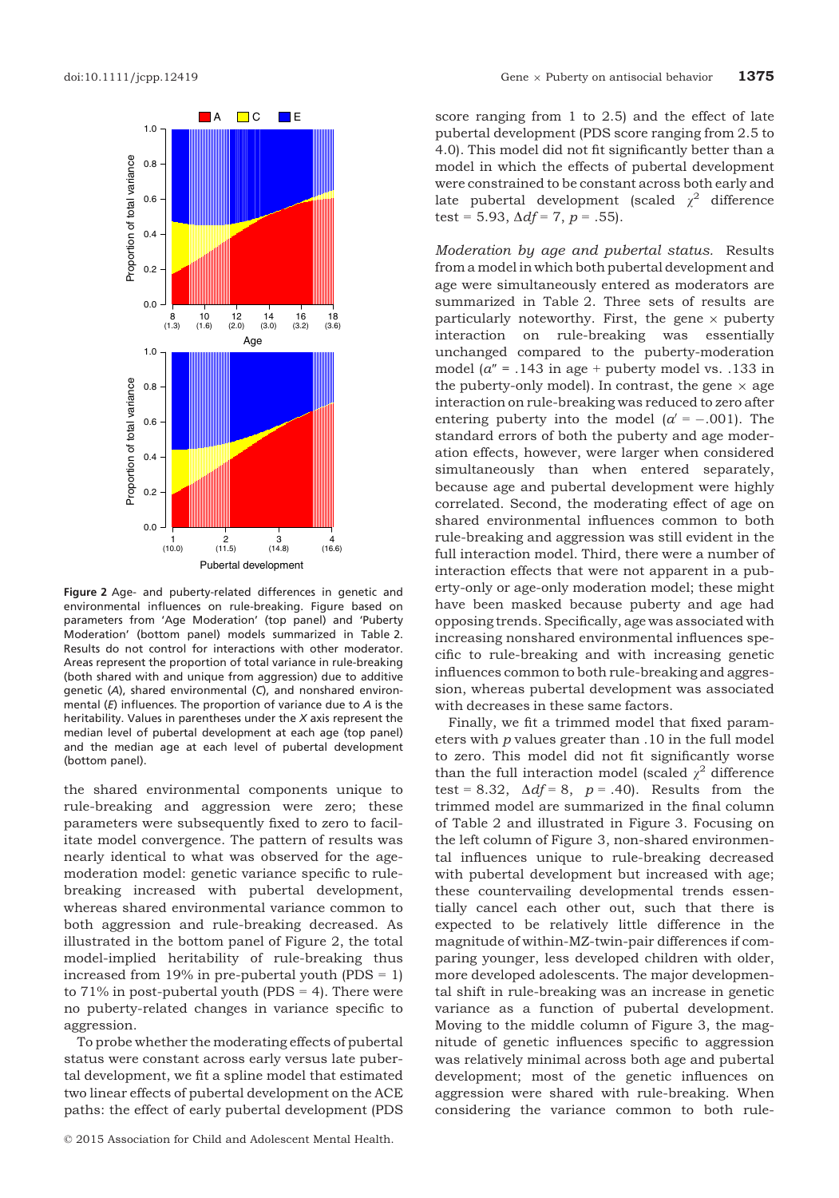Figure 2 Age- and puberty-related differences in genetic and environmental influences on rule-breaking. Figure based on parameters from 'Age Moderation' (top panel) and 'Puberty Moderation' (bottom panel) models summarized in Table 2. Results do not control for interactions with other moderator. Areas represent the proportion of total variance in rule-breaking (both shared with and unique from aggression) due to additive genetic (*A*), shared environmental (*C*), and nonshared environmental (*E*) influences. The proportion of variance due to *A* is the heritability. Values in parentheses under the *X* axis represent the median level of pubertal development at each age (top panel) and the median age at each level of pubertal development (bottom panel).

the shared environmental components unique to rule-breaking and aggression were zero; these parameters were subsequently fixed to zero to facilitate model convergence. The pattern of results was nearly identical to what was observed for the age-moderation model: genetic variance specific to rule-breaking increased with pubertal development, whereas shared environmental variance common to both aggression and rule-breaking decreased. As illustrated in the bottom panel of Figure 2, the total model-implied heritability of rule-breaking thus increased from 19% in pre-pubertal youth (PDS = 1) to 71% in post-pubertal youth (PDS = 4). There were no puberty-related changes in variance specific to aggression.

To probe whether the moderating effects of pubertal status were constant across early versus late pubertal development, we fit a spline model that estimated two linear effects of pubertal development on the ACE paths: the effect of early pubertal development (PDS score ranging from 1 to 2.5) and the effect of late pubertal development (PDS score ranging from 2.5 to 4.0). This model did not fit significantly better than a model in which the effects of pubertal development were constrained to be constant across both early and late pubertal development (scaled $\chi^2$ difference test = 5.93, $\Delta df = 7$, $p = .55$).

*Moderation by age and pubertal status.* Results from a model in which both pubertal development and age were simultaneously entered as moderators are summarized in Table 2. Three sets of results are particularly noteworthy. First, the gene × puberty interaction on rule-breaking was essentially unchanged compared to the puberty-moderation model ($a'' = .143$ in age + puberty model vs. .133 in the puberty-only model). In contrast, the gene × age interaction on rule-breaking was reduced to zero after entering puberty into the model ($a' = -.001$). The standard errors of both the puberty and age moderation effects, however, were larger when considered simultaneously than when entered separately, because age and pubertal development were highly correlated. Second, the moderating effect of age on shared environmental influences common to both rule-breaking and aggression was still evident in the full interaction model. Third, there were a number of interaction effects that were not apparent in a puberty-only or age-only moderation model; these might have been masked because puberty and age had opposing trends. Specifically, age was associated with increasing nonshared environmental influences specific to rule-breaking and with increasing genetic influences common to both rule-breaking and aggression, whereas pubertal development was associated with decreases in these same factors.

Finally, we fit a trimmed model that fixed parameters with *p* values greater than .10 in the full model to zero. This model did not fit significantly worse than the full interaction model (scaled $\chi^2$ difference test = 8.32, $\Delta df = 8$, $p = .40$). Results from the trimmed model are summarized in the final column of Table 2 and illustrated in Figure 3. Focusing on the left column of Figure 3, non-shared environmental influences unique to rule-breaking decreased with pubertal development but increased with age; these countervailing developmental trends essentially cancel each other out, such that there is expected to be relatively little difference in the magnitude of within-MZ-twin-pair differences if comparing younger, less developed children with older, more developed adolescents. The major developmental shift in rule-breaking was an increase in genetic variance as a function of pubertal development. Moving to the middle column of Figure 3, the magnitude of genetic influences specific to aggression was relatively minimal across both age and pubertal development; most of the genetic influences on aggression were shared with rule-breaking. When considering the variance common to both rule-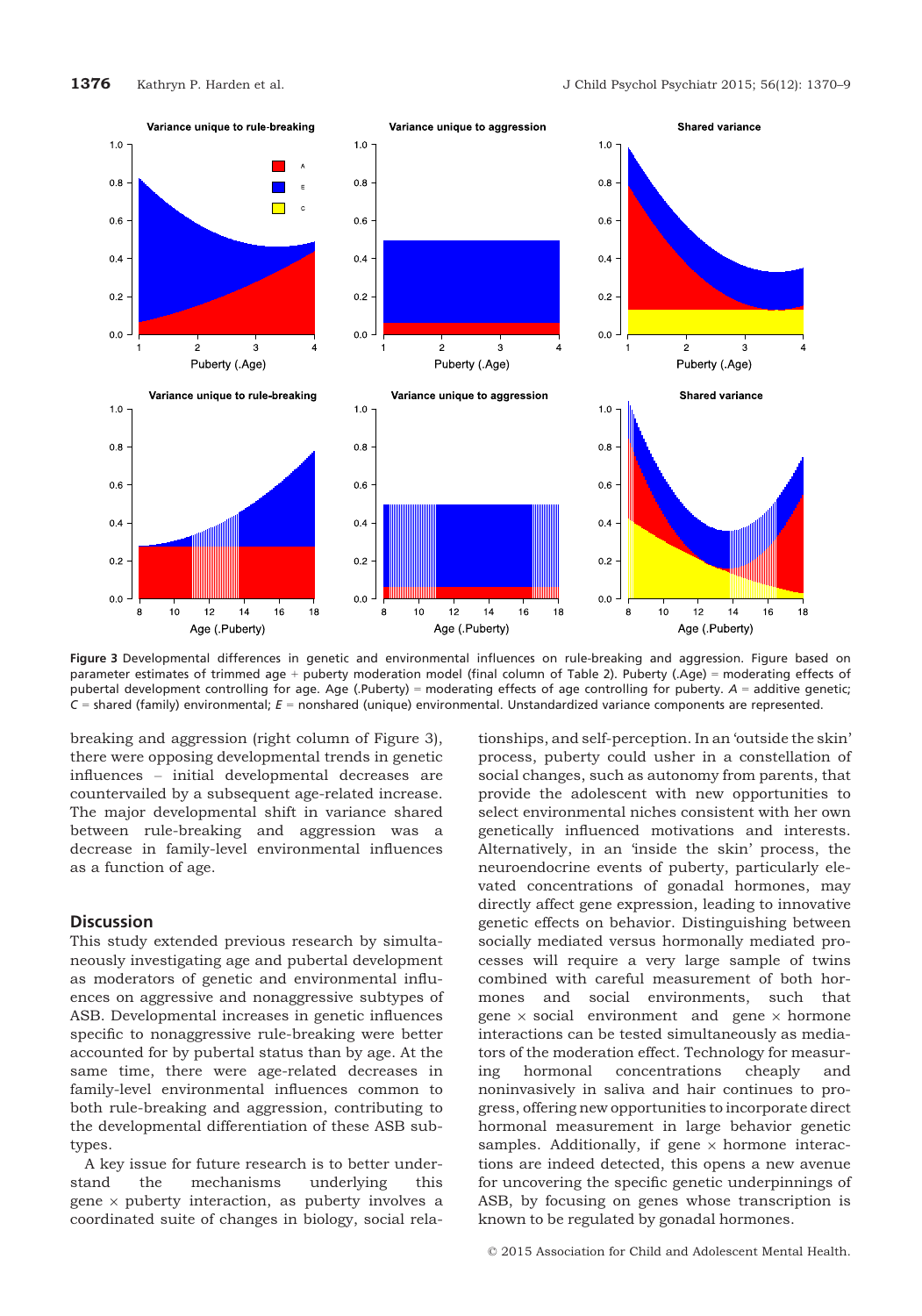Figure 3 Developmental differences in genetic and environmental influences on rule-breaking and aggression. Figure based on parameter estimates of trimmed age + puberty moderation model (final column of Table 2). Puberty (.Age) = moderating effects of pubertal development controlling for age. Age (.Puberty) = moderating effects of age controlling for puberty. *A* = additive genetic; *C* = shared (family) environmental; *E* = nonshared (unique) environmental. Unstandardized variance components are represented.

breaking and aggression (right column of Figure 3), there were opposing developmental trends in genetic influences – initial developmental decreases are countervailed by a subsequent age-related increase. The major developmental shift in variance shared between rule-breaking and aggression was a decrease in family-level environmental influences as a function of age.

## Discussion

This study extended previous research by simultaneously investigating age and pubertal development as moderators of genetic and environmental influences on aggressive and nonaggressive subtypes of ASB. Developmental increases in genetic influences specific to nonaggressive rule-breaking were better accounted for by pubertal status than by age. At the same time, there were age-related decreases in family-level environmental influences common to both rule-breaking and aggression, contributing to the developmental differentiation of these ASB subtypes.

A key issue for future research is to better understand the mechanisms underlying this gene × puberty interaction, as puberty involves a coordinated suite of changes in biology, social relationships, and self-perception. In an 'outside the skin' process, puberty could usher in a constellation of social changes, such as autonomy from parents, that provide the adolescent with new opportunities to select environmental niches consistent with her own genetically influenced motivations and interests. Alternatively, in an 'inside the skin' process, the neuroendocrine events of puberty, particularly elevated concentrations of gonadal hormones, may directly affect gene expression, leading to innovative genetic effects on behavior. Distinguishing between socially mediated versus hormonally mediated processes will require a very large sample of twins combined with careful measurement of both hormones and social environments, such that gene × social environment and gene × hormone interactions can be tested simultaneously as mediators of the moderation effect. Technology for measuring hormonal concentrations cheaply and noninvasively in saliva and hair continues to progress, offering new opportunities to incorporate direct hormonal measurement in large behavior genetic samples. Additionally, if gene × hormone interactions are indeed detected, this opens a new avenue for uncovering the specific genetic underpinnings of ASB, by focusing on genes whose transcription is known to be regulated by gonadal hormones.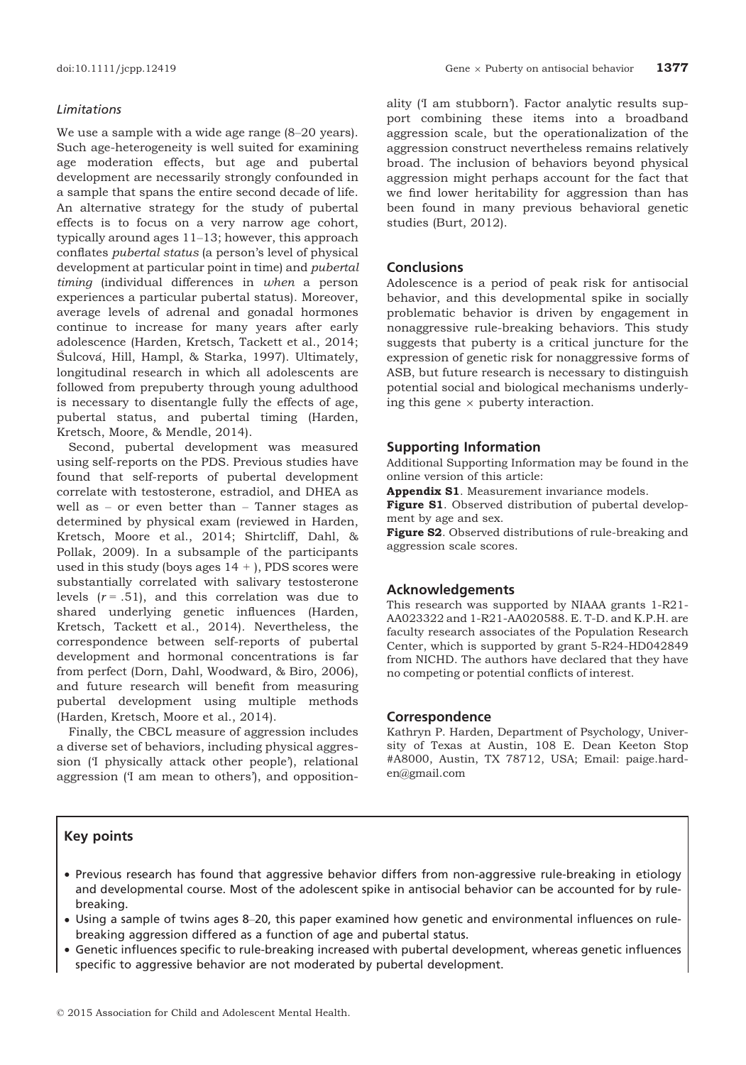### Limitations

We use a sample with a wide age range (8–20 years). Such age-heterogeneity is well suited for examining age moderation effects, but age and pubertal development are necessarily strongly confounded in a sample that spans the entire second decade of life. An alternative strategy for the study of pubertal effects is to focus on a very narrow age cohort, typically around ages 11–13; however, this approach conflates *pubertal status* (a person's level of physical development at particular point in time) and *pubertal timing* (individual differences in *when* a person experiences a particular pubertal status). Moreover, average levels of adrenal and gonadal hormones continue to increase for many years after early adolescence (Harden, Kretsch, Tackett et al., 2014; Šulcová, Hill, Hampl, & Starka, 1997). Ultimately, longitudinal research in which all adolescents are followed from prepuberty through young adulthood is necessary to disentangle fully the effects of age, pubertal status, and pubertal timing (Harden, Kretsch, Moore, & Mendle, 2014).

Second, pubertal development was measured using self-reports on the PDS. Previous studies have found that self-reports of pubertal development correlate with testosterone, estradiol, and DHEA as well as – or even better than – Tanner stages as determined by physical exam (reviewed in Harden, Kretsch, Moore et al., 2014; Shirtcliff, Dahl, & Pollak, 2009). In a subsample of the participants used in this study (boys ages 14 + ), PDS scores were substantially correlated with salivary testosterone levels ($r = .51$), and this correlation was due to shared underlying genetic influences (Harden, Kretsch, Tackett et al., 2014). Nevertheless, the correspondence between self-reports of pubertal development and hormonal concentrations is far from perfect (Dorn, Dahl, Woodward, & Biro, 2006), and future research will benefit from measuring pubertal development using multiple methods (Harden, Kretsch, Moore et al., 2014).

Finally, the CBCL measure of aggression includes a diverse set of behaviors, including physical aggression ('I physically attack other people'), relational aggression ('I am mean to others'), and oppositionality ('I am stubborn'). Factor analytic results support combining these items into a broadband aggression scale, but the operationalization of the aggression construct nevertheless remains relatively broad. The inclusion of behaviors beyond physical aggression might perhaps account for the fact that we find lower heritability for aggression than has been found in many previous behavioral genetic studies (Burt, 2012).

## Conclusions

Adolescence is a period of peak risk for antisocial behavior, and this developmental spike in socially problematic behavior is driven by engagement in nonaggressive rule-breaking behaviors. This study suggests that puberty is a critical juncture for the expression of genetic risk for nonaggressive forms of ASB, but future research is necessary to distinguish potential social and biological mechanisms underlying this gene × puberty interaction.

## Supporting Information

Additional Supporting Information may be found in the online version of this article:

**Appendix S1**. Measurement invariance models.

**Figure S1**. Observed distribution of pubertal development by age and sex.

**Figure S2**. Observed distributions of rule-breaking and aggression scale scores.

## Acknowledgements

This research was supported by NIAAA grants 1-R21-AA023322 and 1-R21-AA020588. E. T-D. and K.P.H. are faculty research associates of the Population Research Center, which is supported by grant 5-R24-HD042849 from NICHD. The authors have declared that they have no competing or potential conflicts of interest.

## Correspondence

Kathryn P. Harden, Department of Psychology, University of Texas at Austin, 108 E. Dean Keeton Stop #A8000, Austin, TX 78712, USA; Email: paige.harden@gmail.com

## Key points

- Previous research has found that aggressive behavior differs from non-aggressive rule-breaking in etiology and developmental course. Most of the adolescent spike in antisocial behavior can be accounted for by rule-breaking.
- Using a sample of twins ages 8–20, this paper examined how genetic and environmental influences on rule-breaking aggression differed as a function of age and pubertal status.
- Genetic influences specific to rule-breaking increased with pubertal development, whereas genetic influences specific to aggressive behavior are not moderated by pubertal development.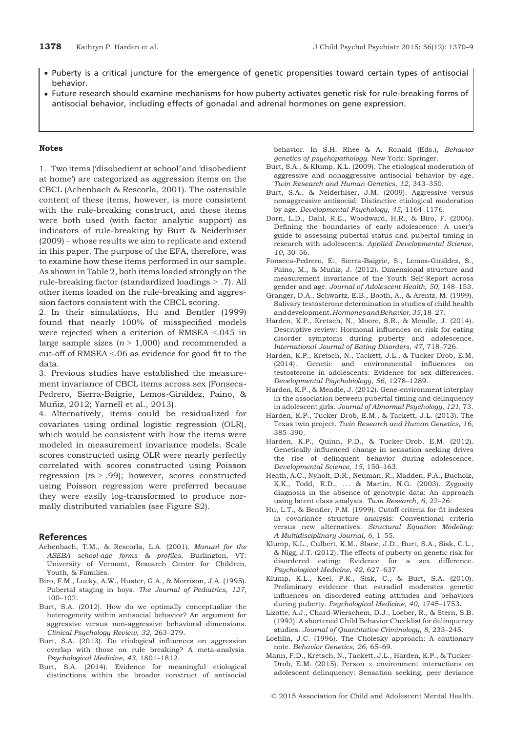- Puberty is a critical juncture for the emergence of genetic propensities toward certain types of antisocial behavior.
- Future research should examine mechanisms for how puberty activates genetic risk for rule-breaking forms of antisocial behavior, including effects of gonadal and adrenal hormones on gene expression.

#### Notes

1. Two items ('disobedient at school' and 'disobedient at home') are categorized as aggression items on the CBCL (Achenbach & Rescorla, 2001). The ostensible content of these items, however, is more consistent with the rule-breaking construct, and these items were both used (with factor analytic support) as indicators of rule-breaking by Burt & Neiderhiser (2009) – whose results we aim to replicate and extend in this paper. The purpose of the EFA, therefore, was to examine how these items performed in our sample. As shown in Table 2, both items loaded strongly on the rule-breaking factor (standardized loadings > .7). All other items loaded on the rule-breaking and aggression factors consistent with the CBCL scoring.

2. In their simulations, Hu and Bentler (1999) found that nearly 100% of misspecified models were rejected when a criterion of RMSEA <.045 in large sample sizes ($n$ > 1,000) and recommended a cut-off of RMSEA <.06 as evidence for good fit to the data.

3. Previous studies have established the measurement invariance of CBCL items across sex (Fonseca-Pedrero, Sierra-Baigrie, Lemos-Giráldez, Paino, & Muñiz, 2012; Yarnell et al., 2013).

4. Alternatively, items could be residualized for covariates using ordinal logistic regression (OLR), which would be consistent with how the items were modeled in measurement invariance models. Scale scores constructed using OLR were nearly perfectly correlated with scores constructed using Poisson regression ($r$s > .99); however, scores constructed using Poisson regression were preferred because they were easily log-transformed to produce normally distributed variables (see Figure S2).

## References

Achenbach, T.M., & Rescorla, L.A. (2001). *Manual for the ASEBA school-age forms & profiles.* Burlington, VT: University of Vermont, Research Center for Children, Youth, & Families.

Biro, F.M., Lucky, A.W., Huster, G.A., & Morrison, J.A. (1995). Pubertal staging in boys. *The Journal of Pediatrics*, *127*, 100–102.

Burt, S.A. (2012). How do we optimally conceptualize the heterogeneity within antisocial behavior? An argument for aggressive versus non-aggressive behavioral dimensions. *Clinical Psychology Review*, *32*, 263–279.

Burt, S.A. (2013). Do etiological influences on aggression overlap with those on rule breaking? A meta-analysis. *Psychological Medicine*, *43*, 1801–1812.

Burt, S.A. (2014). Evidence for meaningful etiological distinctions within the broader construct of antisocial behavior. In S.H. Rhee & A. Ronald (Eds.), *Behavior genetics of psychopathology.* New York: Springer.

Burt, S.A., & Klump, K.L. (2009). The etiological moderation of aggressive and nonaggressive antisocial behavior by age. *Twin Research and Human Genetics*, *12*, 343–350.

Burt, S.A., & Neiderhiser, J.M. (2009). Aggressive versus nonaggressive antisocial: Distinctive etiological moderation by age. *Developmental Psychology*, *45*, 1164–1176.

Dorn, L.D., Dahl, R.E., Woodward, H.R., & Biro, F. (2006). Defining the boundaries of early adolescence: A user's guide to assessing pubertal status and pubertal timing in research with adolescents. *Applied Developmental Science*, *10*, 30–56.

Fonseca-Pedrero, E., Sierra-Baigrie, S., Lemos-Giráldez, S., Paino, M., & Muñiz, J. (2012). Dimensional structure and measurement invariance of the Youth Self-Report across gender and age. *Journal of Adolescent Health*, *50*, 148–153.

Granger, D.A., Schwartz, E.B., Booth, A., & Arentz, M. (1999). Salivary testosterone determination in studies of child health and development. *Hormones and Behavior*, *35*, 18–27.

Harden, K.P., Kretsch, N., Moore, S.R., & Mendle, J. (2014). Descriptive review: Hormonal influences on risk for eating disorder symptoms during puberty and adolescence. *International Journal of Eating Disorders*, *47*, 718–726.

Harden, K.P., Kretsch, N., Tackett, J.L., & Tucker-Drob, E.M. (2014). Genetic and environmental influences on testosterone in adolescents: Evidence for sex differences. *Developmental Psychobiology*, *56*, 1278–1289.

Harden, K.P., & Mendle, J. (2012). Gene-environment interplay in the association between pubertal timing and delinquency in adolescent girls. *Journal of Abnormal Psychology*, *121*, 73.

Harden, K.P., Tucker-Drob, E.M., & Tackett, J.L. (2013). The Texas twin project. *Twin Research and Human Genetics*, *16*, 385–390.

Harden, K.P., Quinn, P.D., & Tucker-Drob, E.M. (2012). Genetically influenced change in sensation seeking drives the rise of delinquent behavior during adolescence. *Developmental Science*, *15*, 150–163.

Heath, A.C., Nyholt, D.R., Neuman, R., Madden, P.A., Bucholz, K.K., Todd, R.D., … & Martin, N.G. (2003). Zygosity diagnosis in the absence of genotypic data: An approach using latent class analysis. *Twin Research*, *6*, 22–26.

Hu, L.T., & Bentler, P.M. (1999). Cutoff criteria for fit indexes in covariance structure analysis: Conventional criteria versus new alternatives. *Structural Equation Modeling: A Multidisciplinary Journal*, *6*, 1–55.

Klump, K.L., Culbert, K.M., Slane, J.D., Burt, S.A., Sisk, C.L., & Nigg, J.T. (2012). The effects of puberty on genetic risk for disordered eating: Evidence for a sex difference. *Psychological Medicine*, *42*, 627–637.

Klump, K.L., Keel, P.K., Sisk, C., & Burt, S.A. (2010). Preliminary evidence that estradiol moderates genetic influences on disordered eating attitudes and behaviors during puberty. *Psychological Medicine*, *40*, 1745–1753.

Lizotte, A.J., Chard-Wierschem, D.J., Loeber, R., & Stern, S.B. (1992). A shortened Child Behavior Checklist for delinquency studies. *Journal of Quantitative Criminology*, *8*, 233–245.

Loehlin, J.C. (1996). The Cholesky approach: A cautionary note. *Behavior Genetics*, *26*, 65–69.

Mann, F.D., Kretsch, N., Tackett, J.L., Harden, K.P., & Tucker-Drob, E.M. (2015). Person × environment interactions on adolescent delinquency: Sensation seeking, peer deviance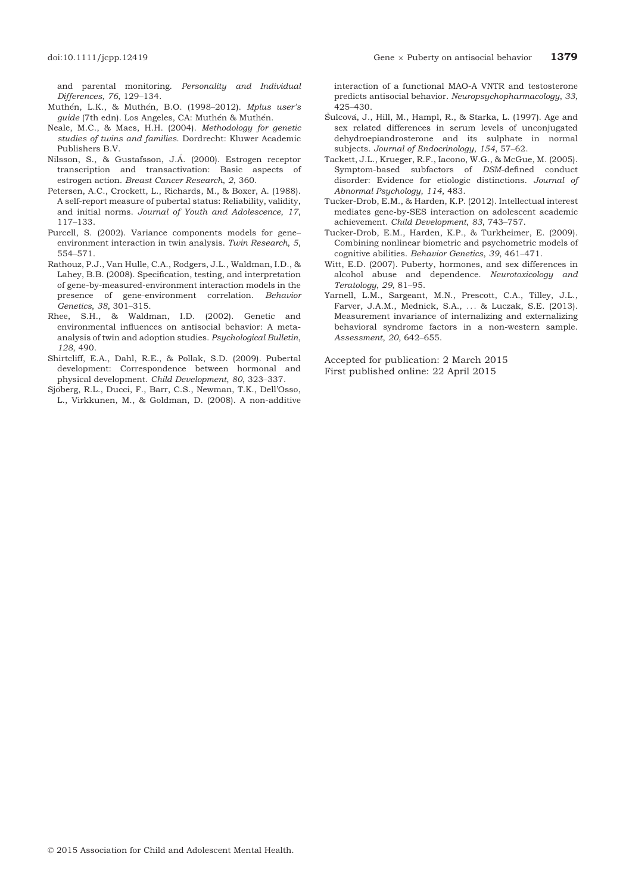and parental monitoring. *Personality and Individual Differences*, *76*, 129–134.

Muthén, L.K., & Muthén, B.O. (1998–2012). *Mplus user's guide* (7th edn). Los Angeles, CA: Muthén & Muthén.

Neale, M.C., & Maes, H.H. (2004). *Methodology for genetic studies of twins and families*. Dordrecht: Kluwer Academic Publishers B.V.

Nilsson, S., & Gustafsson, J.Å. (2000). Estrogen receptor transcription and transactivation: Basic aspects of estrogen action. *Breast Cancer Research*, *2*, 360.

Petersen, A.C., Crockett, L., Richards, M., & Boxer, A. (1988). A self-report measure of pubertal status: Reliability, validity, and initial norms. *Journal of Youth and Adolescence*, *17*, 117–133.

Purcell, S. (2002). Variance components models for gene–environment interaction in twin analysis. *Twin Research*, *5*, 554–571.

Rathouz, P.J., Van Hulle, C.A., Rodgers, J.L., Waldman, I.D., & Lahey, B.B. (2008). Specification, testing, and interpretation of gene-by-measured-environment interaction models in the presence of gene-environment correlation. *Behavior Genetics*, *38*, 301–315.

Rhee, S.H., & Waldman, I.D. (2002). Genetic and environmental influences on antisocial behavior: A meta-analysis of twin and adoption studies. *Psychological Bulletin*, *128*, 490.

Shirtcliff, E.A., Dahl, R.E., & Pollak, S.D. (2009). Pubertal development: Correspondence between hormonal and physical development. *Child Development*, *80*, 323–337.

Sjöberg, R.L., Ducci, F., Barr, C.S., Newman, T.K., Dell'Osso, L., Virkkunen, M., & Goldman, D. (2008). A non-additive interaction of a functional MAO-A VNTR and testosterone predicts antisocial behavior. *Neuropsychopharmacology*, *33*, 425–430.

Šulcová, J., Hill, M., Hampl, R., & Starka, L. (1997). Age and sex related differences in serum levels of unconjugated dehydroepiandrosterone and its sulphate in normal subjects. *Journal of Endocrinology*, *154*, 57–62.

Tackett, J.L., Krueger, R.F., Iacono, W.G., & McGue, M. (2005). Symptom-based subfactors of *DSM*-defined conduct disorder: Evidence for etiologic distinctions. *Journal of Abnormal Psychology*, *114*, 483.

Tucker-Drob, E.M., & Harden, K.P. (2012). Intellectual interest mediates gene-by-SES interaction on adolescent academic achievement. *Child Development*, *83*, 743–757.

Tucker-Drob, E.M., Harden, K.P., & Turkheimer, E. (2009). Combining nonlinear biometric and psychometric models of cognitive abilities. *Behavior Genetics*, *39*, 461–471.

Witt, E.D. (2007). Puberty, hormones, and sex differences in alcohol abuse and dependence. *Neurotoxicology and Teratology*, *29*, 81–95.

Yarnell, L.M., Sargeant, M.N., Prescott, C.A., Tilley, J.L., Farver, J.A.M., Mednick, S.A., ... & Luczak, S.E. (2013). Measurement invariance of internalizing and externalizing behavioral syndrome factors in a non-western sample. *Assessment*, *20*, 642–655.

Accepted for publication: 2 March 2015
First published online: 22 April 2015